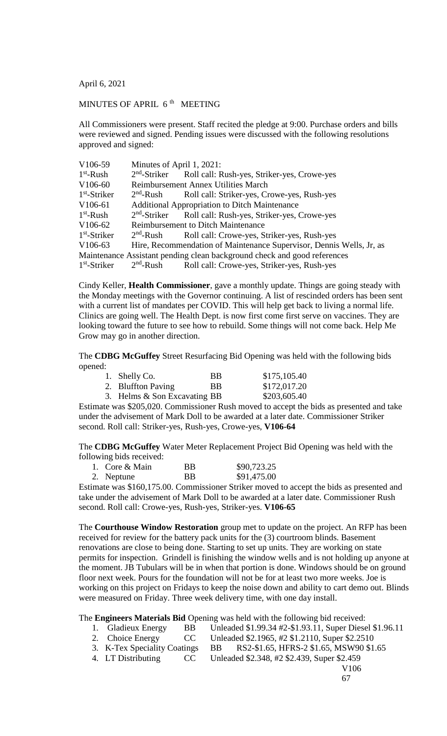April 6, 2021

MINUTES OF APRIL 6[th] MEETING

All Commissioners were present. Staff recited the pledge at 9:00. Purchase orders and bills were reviewed and signed. Pending issues were discussed with the following resolutions approved and signed:

V106-59 Minutes of April 1, 2021:
1st-Rush 2nd-Striker Roll call: Rush-yes, Striker-yes, Crowe-yes
V106-60 Reimbursement Annex Utilities March
1st-Striker 2nd-Rush Roll call: Striker-yes, Crowe-yes, Rush-yes
V106-61 Additional Appropriation to Ditch Maintenance
1st-Rush 2nd-Striker Roll call: Rush-yes, Striker-yes, Crowe-yes
V106-62 Reimbursement to Ditch Maintenance
1st-Striker 2nd-Rush Roll call: Crowe-yes, Striker-yes, Rush-yes
V106-63 Hire, Recommendation of Maintenance Supervisor, Dennis Wells, Jr, as Maintenance Assistant pending clean background check and good references
1st-Striker 2nd-Rush Roll call: Crowe-yes, Striker-yes, Rush-yes

Cindy Keller, **Health Commissioner**, gave a monthly update. Things are going steady with the Monday meetings with the Governor continuing. A list of rescinded orders has been sent with a current list of mandates per COVID. This will help get back to living a normal life. Clinics are going well. The Health Dept. is now first come first serve on vaccines. They are looking toward the future to see how to rebuild. Some things will not come back. Help Me Grow may go in another direction.

The **CDBG McGuffey** Street Resurfacing Bid Opening was held with the following bids opened:

1. Shelly Co. BB $175,105.40
2. Bluffton Paving BB $172,017.20
3. Helms & Son Excavating BB $203,605.40

Estimate was $205,020. Commissioner Rush moved to accept the bids as presented and take under the advisement of Mark Doll to be awarded at a later date. Commissioner Striker second. Roll call: Striker-yes, Rush-yes, Crowe-yes, **V106-64**

The **CDBG McGuffey** Water Meter Replacement Project Bid Opening was held with the following bids received:

1. Core & Main BB $90,723.25
2. Neptune BB $91,475.00

Estimate was $160,175.00. Commissioner Striker moved to accept the bids as presented and take under the advisement of Mark Doll to be awarded at a later date. Commissioner Rush second. Roll call: Crowe-yes, Rush-yes, Striker-yes. **V106-65**

The **Courthouse Window Restoration** group met to update on the project. An RFP has been received for review for the battery pack units for the (3) courtroom blinds. Basement renovations are close to being done. Starting to set up units. They are working on state permits for inspection. Grindell is finishing the window wells and is not holding up anyone at the moment. JB Tubulars will be in when that portion is done. Windows should be on ground floor next week. Pours for the foundation will not be for at least two more weeks. Joe is working on this project on Fridays to keep the noise down and ability to cart demo out. Blinds were measured on Friday. Three week delivery time, with one day install.

The **Engineers Materials Bid** Opening was held with the following bid received:

1. Gladieux Energy BB Unleaded $1.99.34 #2-$1.93.11, Super Diesel $1.96.11
2. Choice Energy CC Unleaded $2.1965, #2 $1.2110, Super $2.2510
3. K-Tex Speciality Coatings BB RS2-$1.65, HFRS-2 $1.65, MSW90 $1.65
4. LT Distributing CC Unleaded $2.348, #2 $2.439, Super $2.459

V106
67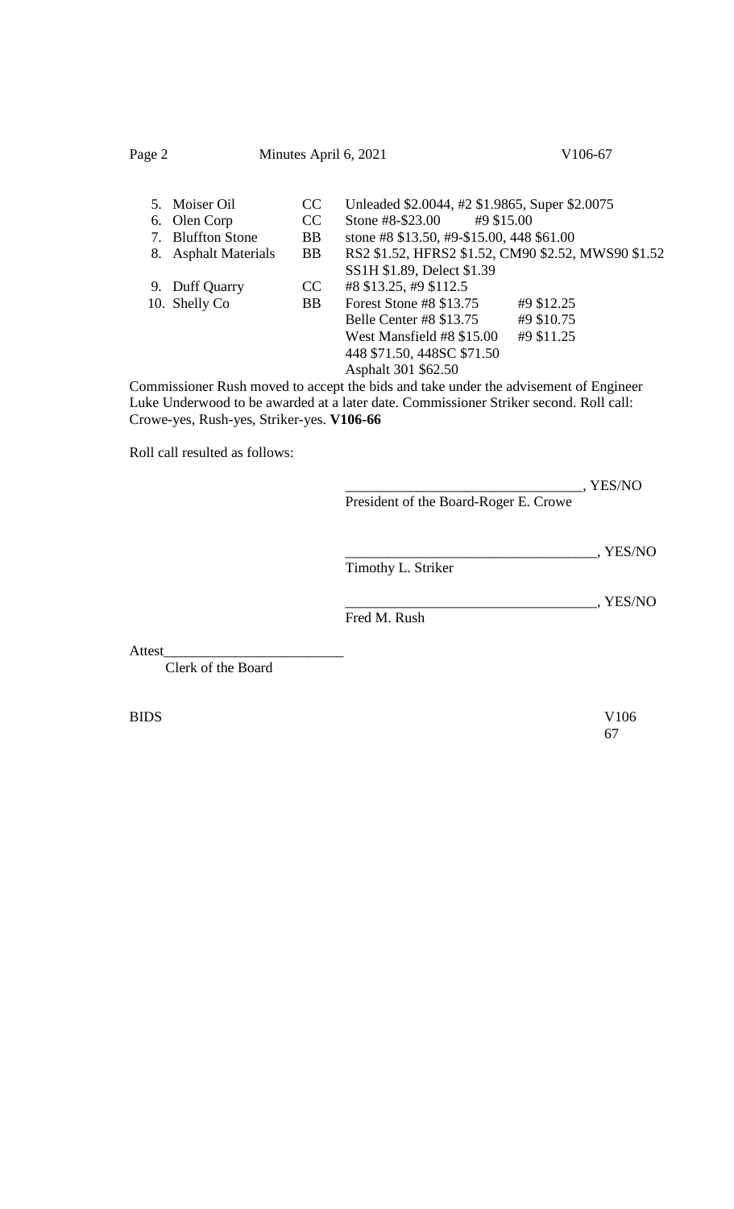| | | | |
|---|---|---|---|
| 5. Moiser Oil | CC | Unleaded $2.0044, #2 $1.9865, Super $2.0075 | |
| 6. Olen Corp | CC | Stone #8-$23.00 | #9 $15.00 |
| 7. Bluffton Stone | BB | stone #8 $13.50, #9-$15.00, 448 $61.00 | |
| 8. Asphalt Materials | BB | RS2 $1.52, HFRS2 $1.52, CM90 $2.52, MWS90 $1.52 | |
| | | SS1H $1.89, Delect $1.39 | |
| 9. Duff Quarry | CC | #8 $13.25, #9 $112.5 | |
| 10. Shelly Co | BB | Forest Stone #8 $13.75 | #9 $12.25 |
| | | Belle Center #8 $13.75 | #9 $10.75 |
| | | West Mansfield #8 $15.00 | #9 $11.25 |
| | | 448 $71.50, 448SC $71.50 | |
| | | Asphalt 301 $62.50 | |

Commissioner Rush moved to accept the bids and take under the advisement of Engineer Luke Underwood to be awarded at a later date. Commissioner Striker second. Roll call: Crowe-yes, Rush-yes, Striker-yes. **V106-66**

Roll call resulted as follows:

_________________________________, YES/NO
President of the Board-Roger E. Crowe

___________________________________, YES/NO
Timothy L. Striker

___________________________________, YES/NO
Fred M. Rush

Attest_________________________
Clerk of the Board

BIDS V106 67